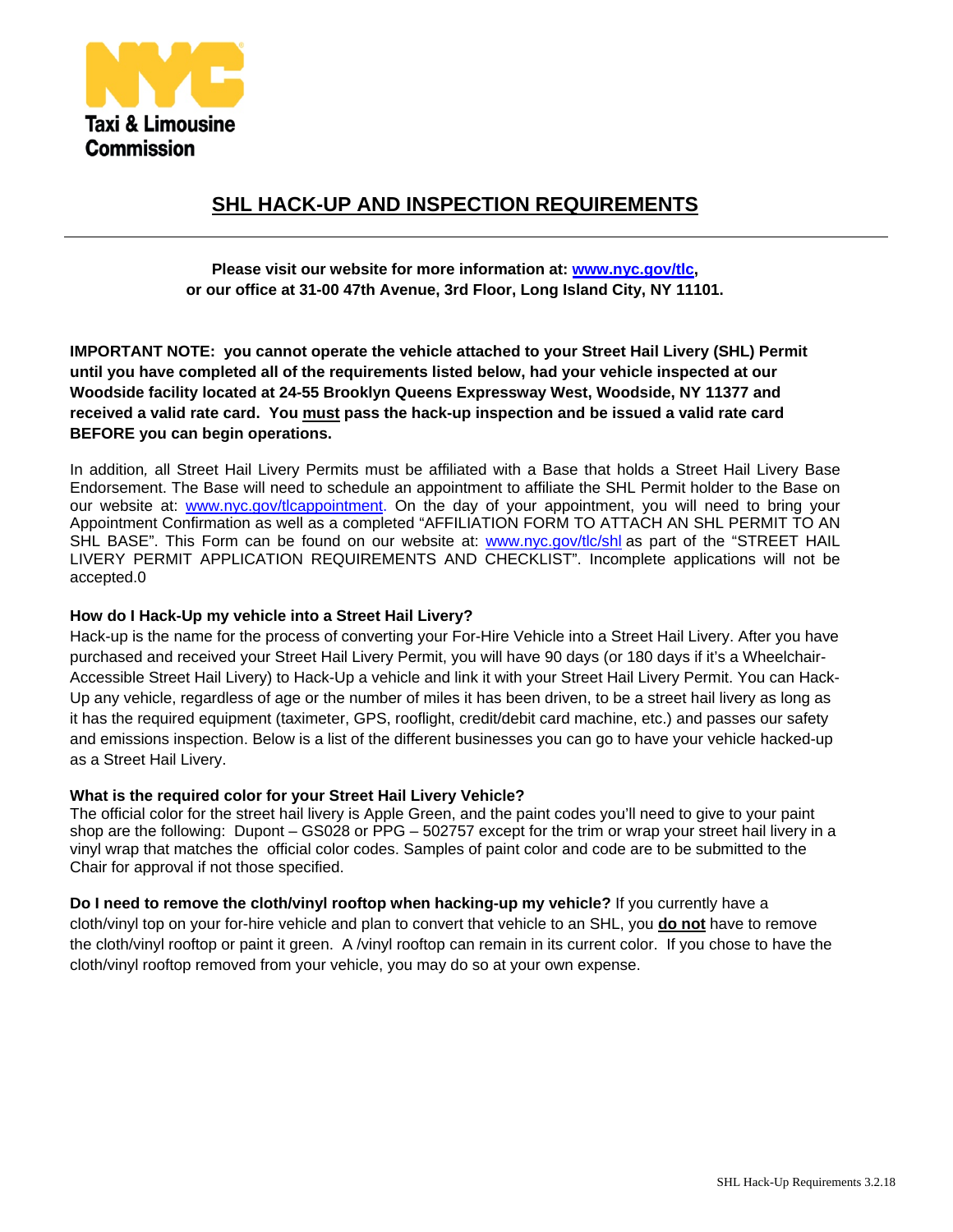NYC Taxi & Limousine Commission

# SHL HACK-UP AND INSPECTION REQUIREMENTS

**Please visit our website for more information at: www.nyc.gov/tlc, or our office at 31-00 47th Avenue, 3rd Floor, Long Island City, NY 11101.**

**IMPORTANT NOTE: you cannot operate the vehicle attached to your Street Hail Livery (SHL) Permit until you have completed all of the requirements listed below, had your vehicle inspected at our Woodside facility located at 24-55 Brooklyn Queens Expressway West, Woodside, NY 11377 and received a valid rate card. You must pass the hack-up inspection and be issued a valid rate card BEFORE you can begin operations.**

In addition, all Street Hail Livery Permits must be affiliated with a Base that holds a Street Hail Livery Base Endorsement. The Base will need to schedule an appointment to affiliate the SHL Permit holder to the Base on our website at: www.nyc.gov/tlcappointment. On the day of your appointment, you will need to bring your Appointment Confirmation as well as a completed "AFFILIATION FORM TO ATTACH AN SHL PERMIT TO AN SHL BASE". This Form can be found on our website at: www.nyc.gov/tlc/shl as part of the "STREET HAIL LIVERY PERMIT APPLICATION REQUIREMENTS AND CHECKLIST". Incomplete applications will not be accepted.0

**How do I Hack-Up my vehicle into a Street Hail Livery?**

Hack-up is the name for the process of converting your For-Hire Vehicle into a Street Hail Livery. After you have purchased and received your Street Hail Livery Permit, you will have 90 days (or 180 days if it's a Wheelchair-Accessible Street Hail Livery) to Hack-Up a vehicle and link it with your Street Hail Livery Permit. You can Hack-Up any vehicle, regardless of age or the number of miles it has been driven, to be a street hail livery as long as it has the required equipment (taximeter, GPS, rooflight, credit/debit card machine, etc.) and passes our safety and emissions inspection. Below is a list of the different businesses you can go to have your vehicle hacked-up as a Street Hail Livery.

**What is the required color for your Street Hail Livery Vehicle?**

The official color for the street hail livery is Apple Green, and the paint codes you'll need to give to your paint shop are the following: Dupont – GS028 or PPG – 502757 except for the trim or wrap your street hail livery in a vinyl wrap that matches the official color codes. Samples of paint color and code are to be submitted to the Chair for approval if not those specified.

**Do I need to remove the cloth/vinyl rooftop when hacking-up my vehicle?** If you currently have a cloth/vinyl top on your for-hire vehicle and plan to convert that vehicle to an SHL, you **do not** have to remove the cloth/vinyl rooftop or paint it green. A /vinyl rooftop can remain in its current color. If you chose to have the cloth/vinyl rooftop removed from your vehicle, you may do so at your own expense.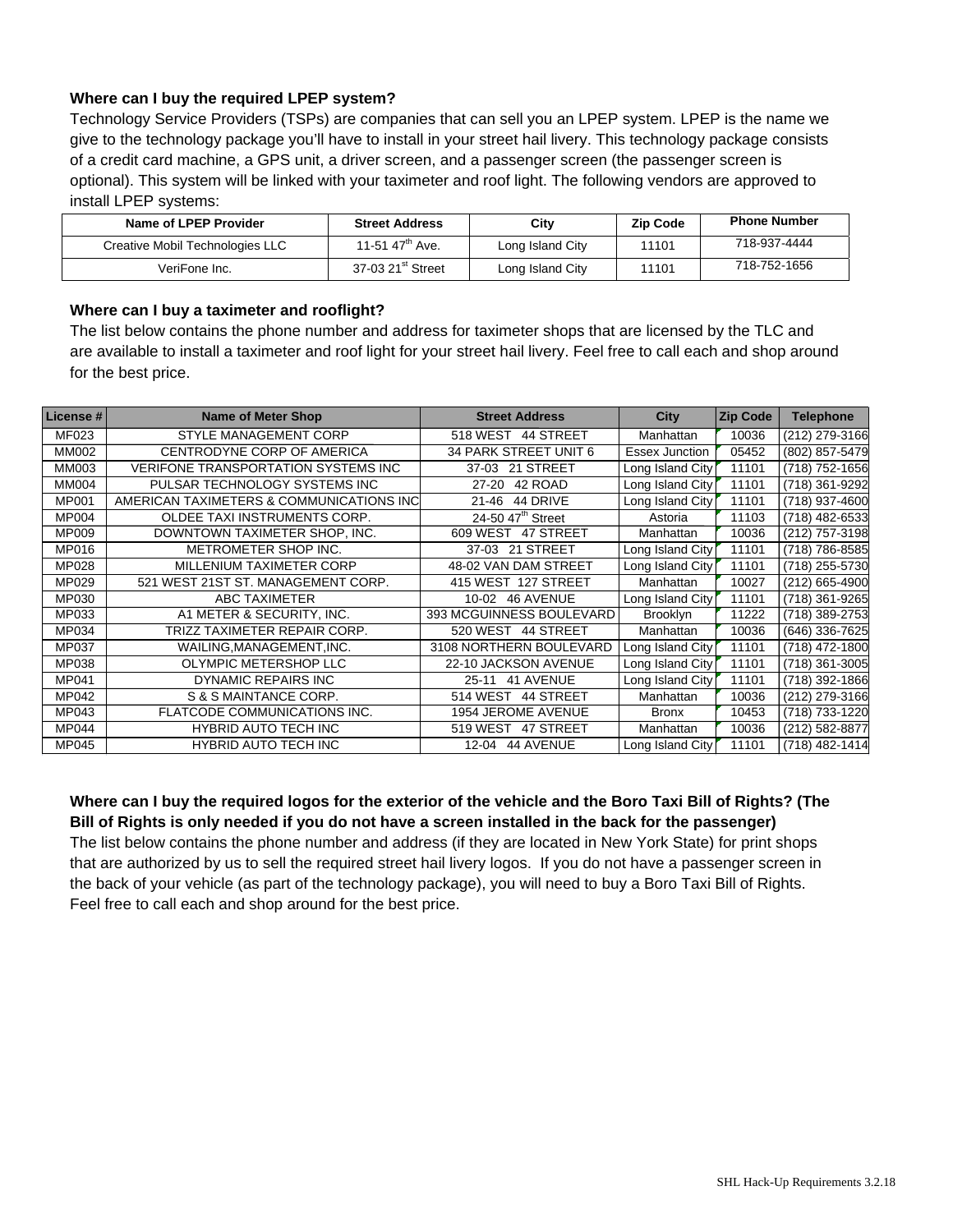**Where can I buy the required LPEP system?**

Technology Service Providers (TSPs) are companies that can sell you an LPEP system. LPEP is the name we give to the technology package you'll have to install in your street hail livery. This technology package consists of a credit card machine, a GPS unit, a driver screen, and a passenger screen (the passenger screen is optional). This system will be linked with your taximeter and roof light. The following vendors are approved to install LPEP systems:

| Name of LPEP Provider | Street Address | City | Zip Code | Phone Number |
|---|---|---|---|---|
| Creative Mobil Technologies LLC | 11-51 47th Ave. | Long Island City | 11101 | 718-937-4444 |
| VeriFone Inc. | 37-03 21st Street | Long Island City | 11101 | 718-752-1656 |

**Where can I buy a taximeter and rooflight?**

The list below contains the phone number and address for taximeter shops that are licensed by the TLC and are available to install a taximeter and roof light for your street hail livery. Feel free to call each and shop around for the best price.

| License # | Name of Meter Shop | Street Address | City | Zip Code | Telephone |
|---|---|---|---|---|---|
| MF023 | STYLE MANAGEMENT CORP | 518 WEST 44 STREET | Manhattan | 10036 | (212) 279-3166 |
| MM002 | CENTRODYNE CORP OF AMERICA | 34 PARK STREET UNIT 6 | Essex Junction | 05452 | (802) 857-5479 |
| MM003 | VERIFONE TRANSPORTATION SYSTEMS INC | 37-03 21 STREET | Long Island City | 11101 | (718) 752-1656 |
| MM004 | PULSAR TECHNOLOGY SYSTEMS INC | 27-20 42 ROAD | Long Island City | 11101 | (718) 361-9292 |
| MP001 | AMERICAN TAXIMETERS & COMMUNICATIONS INC | 21-46 44 DRIVE | Long Island City | 11101 | (718) 937-4600 |
| MP004 | OLDEE TAXI INSTRUMENTS CORP. | 24-50 47th Street | Astoria | 11103 | (718) 482-6533 |
| MP009 | DOWNTOWN TAXIMETER SHOP, INC. | 609 WEST 47 STREET | Manhattan | 10036 | (212) 757-3198 |
| MP016 | METROMETER SHOP INC. | 37-03 21 STREET | Long Island City | 11101 | (718) 786-8585 |
| MP028 | MILLENIUM TAXIMETER CORP | 48-02 VAN DAM STREET | Long Island City | 11101 | (718) 255-5730 |
| MP029 | 521 WEST 21ST ST. MANAGEMENT CORP. | 415 WEST 127 STREET | Manhattan | 10027 | (212) 665-4900 |
| MP030 | ABC TAXIMETER | 10-02 46 AVENUE | Long Island City | 11101 | (718) 361-9265 |
| MP033 | A1 METER & SECURITY, INC. | 393 MCGUINNESS BOULEVARD | Brooklyn | 11222 | (718) 389-2753 |
| MP034 | TRIZZ TAXIMETER REPAIR CORP. | 520 WEST 44 STREET | Manhattan | 10036 | (646) 336-7625 |
| MP037 | WAILING,MANAGEMENT,INC. | 3108 NORTHERN BOULEVARD | Long Island City | 11101 | (718) 472-1800 |
| MP038 | OLYMPIC METERSHOP LLC | 22-10 JACKSON AVENUE | Long Island City | 11101 | (718) 361-3005 |
| MP041 | DYNAMIC REPAIRS INC | 25-11 41 AVENUE | Long Island City | 11101 | (718) 392-1866 |
| MP042 | S & S MAINTANCE CORP. | 514 WEST 44 STREET | Manhattan | 10036 | (212) 279-3166 |
| MP043 | FLATCODE COMMUNICATIONS INC. | 1954 JEROME AVENUE | Bronx | 10453 | (718) 733-1220 |
| MP044 | HYBRID AUTO TECH INC | 519 WEST 47 STREET | Manhattan | 10036 | (212) 582-8877 |
| MP045 | HYBRID AUTO TECH INC | 12-04 44 AVENUE | Long Island City | 11101 | (718) 482-1414 |

**Where can I buy the required logos for the exterior of the vehicle and the Boro Taxi Bill of Rights? (The Bill of Rights is only needed if you do not have a screen installed in the back for the passenger)**

The list below contains the phone number and address (if they are located in New York State) for print shops that are authorized by us to sell the required street hail livery logos. If you do not have a passenger screen in the back of your vehicle (as part of the technology package), you will need to buy a Boro Taxi Bill of Rights. Feel free to call each and shop around for the best price.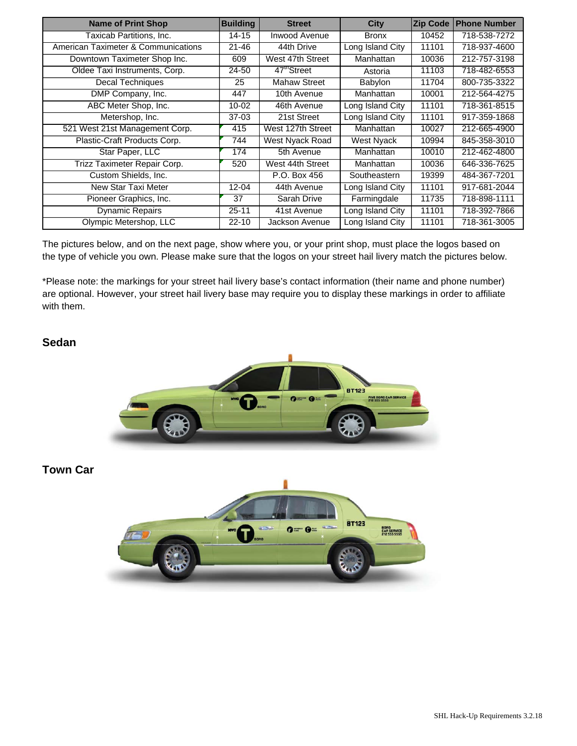| Name of Print Shop | Building | Street | City | Zip Code | Phone Number |
|---|---|---|---|---|---|
| Taxicab Partitions, Inc. | 14-15 | Inwood Avenue | Bronx | 10452 | 718-538-7272 |
| American Taximeter & Communications | 21-46 | 44th Drive | Long Island City | 11101 | 718-937-4600 |
| Downtown Taximeter Shop Inc. | 609 | West 47th Street | Manhattan | 10036 | 212-757-3198 |
| Oldee Taxi Instruments, Corp. | 24-50 | 47th Street | Astoria | 11103 | 718-482-6553 |
| Decal Techniques | 25 | Mahaw Street | Babylon | 11704 | 800-735-3322 |
| DMP Company, Inc. | 447 | 10th Avenue | Manhattan | 10001 | 212-564-4275 |
| ABC Meter Shop, Inc. | 10-02 | 46th Avenue | Long Island City | 11101 | 718-361-8515 |
| Metershop, Inc. | 37-03 | 21st Street | Long Island City | 11101 | 917-359-1868 |
| 521 West 21st Management Corp. | 415 | West 127th Street | Manhattan | 10027 | 212-665-4900 |
| Plastic-Craft Products Corp. | 744 | West Nyack Road | West Nyack | 10994 | 845-358-3010 |
| Star Paper, LLC | 174 | 5th Avenue | Manhattan | 10010 | 212-462-4800 |
| Trizz Taximeter Repair Corp. | 520 | West 44th Street | Manhattan | 10036 | 646-336-7625 |
| Custom Shields, Inc. | | P.O. Box 456 | Southeastern | 19399 | 484-367-7201 |
| New Star Taxi Meter | 12-04 | 44th Avenue | Long Island City | 11101 | 917-681-2044 |
| Pioneer Graphics, Inc. | 37 | Sarah Drive | Farmingdale | 11735 | 718-898-1111 |
| Dynamic Repairs | 25-11 | 41st Avenue | Long Island City | 11101 | 718-392-7866 |
| Olympic Metershop, LLC | 22-10 | Jackson Avenue | Long Island City | 11101 | 718-361-3005 |

The pictures below, and on the next page, show where you, or your print shop, must place the logos based on the type of vehicle you own. Please make sure that the logos on your street hail livery match the pictures below.

*Please note: the markings for your street hail livery base's contact information (their name and phone number) are optional. However, your street hail livery base may require you to display these markings in order to affiliate with them.

### Sedan

### Town Car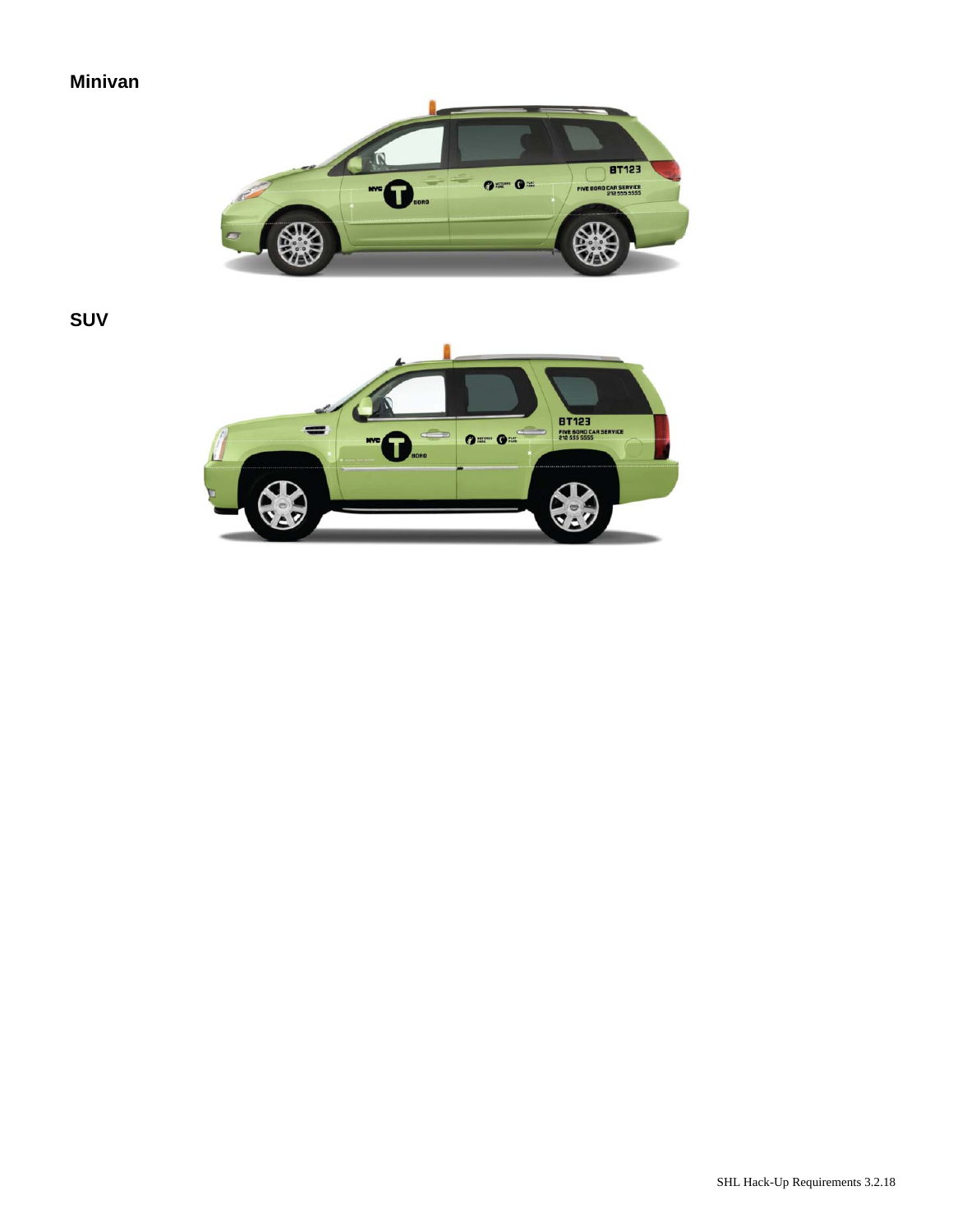**Minivan**

**SUV**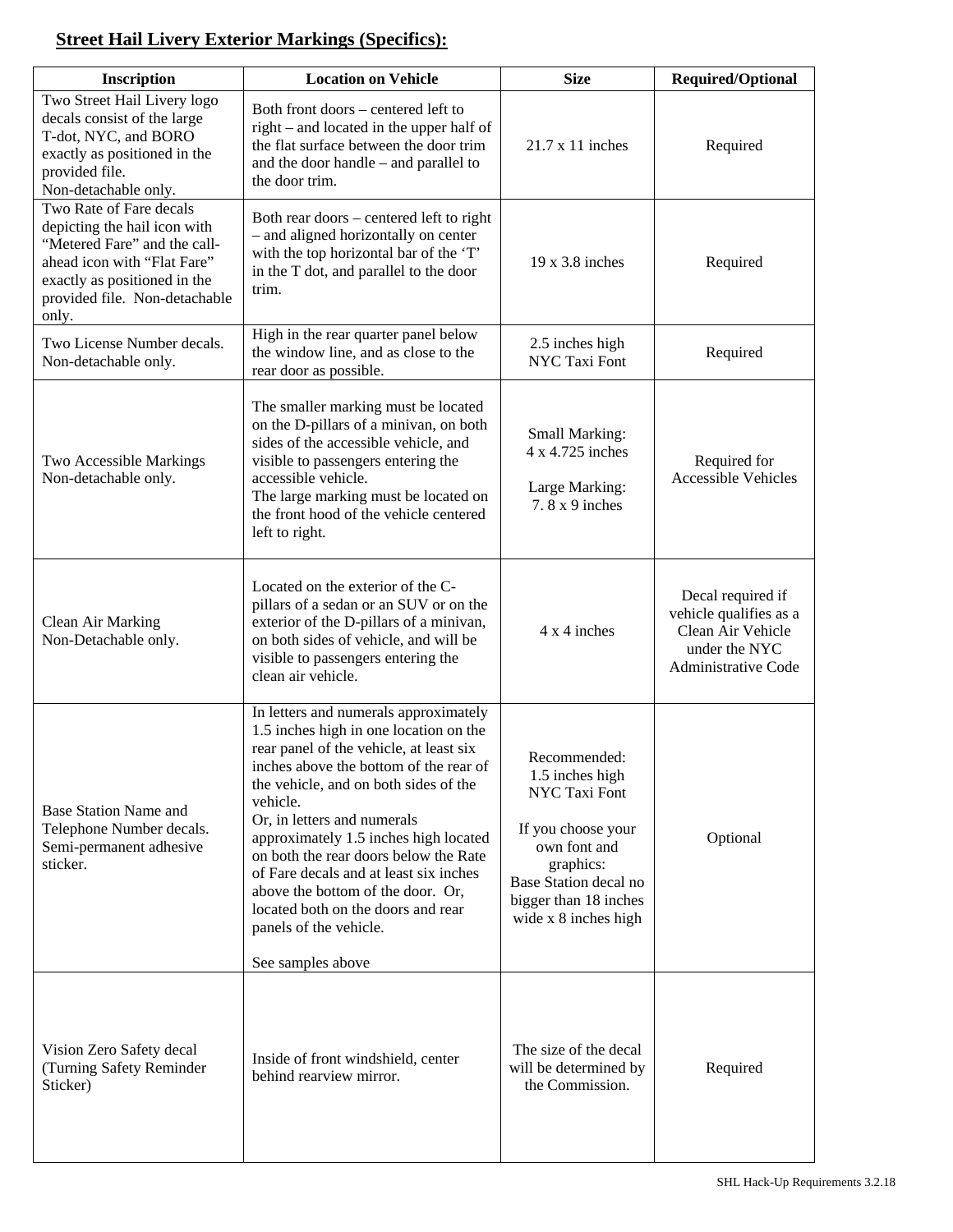## Street Hail Livery Exterior Markings (Specifics):

| Inscription | Location on Vehicle | Size | Required/Optional |
|---|---|---|---|
| Two Street Hail Livery logo decals consist of the large T-dot, NYC, and BORO exactly as positioned in the provided file. Non-detachable only. | Both front doors – centered left to right – and located in the upper half of the flat surface between the door trim and the door handle – and parallel to the door trim. | 21.7 x 11 inches | Required |
| Two Rate of Fare decals depicting the hail icon with "Metered Fare" and the call-ahead icon with "Flat Fare" exactly as positioned in the provided file. Non-detachable only. | Both rear doors – centered left to right – and aligned horizontally on center with the top horizontal bar of the 'T' in the T dot, and parallel to the door trim. | 19 x 3.8 inches | Required |
| Two License Number decals. Non-detachable only. | High in the rear quarter panel below the window line, and as close to the rear door as possible. | 2.5 inches high NYC Taxi Font | Required |
| Two Accessible Markings Non-detachable only. | The smaller marking must be located on the D-pillars of a minivan, on both sides of the accessible vehicle, and visible to passengers entering the accessible vehicle.<br>The large marking must be located on the front hood of the vehicle centered left to right. | Small Marking: 4 x 4.725 inches<br><br>Large Marking: 7. 8 x 9 inches | Required for Accessible Vehicles |
| Clean Air Marking Non-Detachable only. | Located on the exterior of the C-pillars of a sedan or an SUV or on the exterior of the D-pillars of a minivan, on both sides of vehicle, and will be visible to passengers entering the clean air vehicle. | 4 x 4 inches | Decal required if vehicle qualifies as a Clean Air Vehicle under the NYC Administrative Code |
| Base Station Name and Telephone Number decals. Semi-permanent adhesive sticker. | In letters and numerals approximately 1.5 inches high in one location on the rear panel of the vehicle, at least six inches above the bottom of the rear of the vehicle, and on both sides of the vehicle.<br>Or, in letters and numerals approximately 1.5 inches high located on both the rear doors below the Rate of Fare decals and at least six inches above the bottom of the door. Or, located both on the doors and rear panels of the vehicle.<br><br>See samples above | Recommended: 1.5 inches high NYC Taxi Font<br><br>If you choose your own font and graphics: Base Station decal no bigger than 18 inches wide x 8 inches high | Optional |
| Vision Zero Safety decal (Turning Safety Reminder Sticker) | Inside of front windshield, center behind rearview mirror. | The size of the decal will be determined by the Commission. | Required |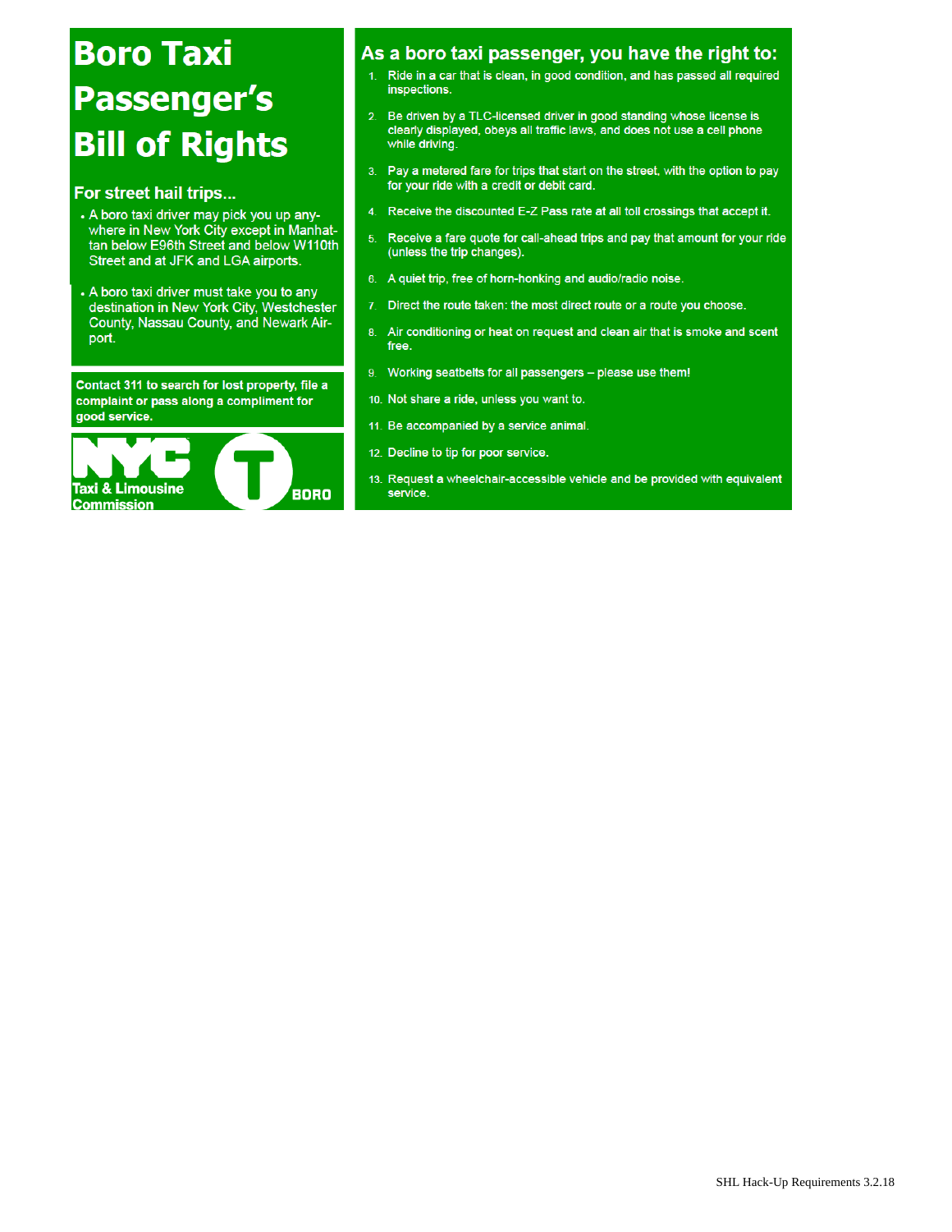# Boro Taxi Passenger's Bill of Rights

## For street hail trips...

- A boro taxi driver may pick you up anywhere in New York City except in Manhattan below E96th Street and below W110th Street and at JFK and LGA airports.
- A boro taxi driver must take you to any destination in New York City, Westchester County, Nassau County, and Newark Airport.

**Contact 311 to search for lost property, file a complaint or pass along a compliment for good service.**

NYC Taxi & Limousine Commission

T BORO

## As a boro taxi passenger, you have the right to:

1. Ride in a car that is clean, in good condition, and has passed all required inspections.
2. Be driven by a TLC-licensed driver in good standing whose license is clearly displayed, obeys all traffic laws, and does not use a cell phone while driving.
3. Pay a metered fare for trips that start on the street, with the option to pay for your ride with a credit or debit card.
4. Receive the discounted E-Z Pass rate at all toll crossings that accept it.
5. Receive a fare quote for call-ahead trips and pay that amount for your ride (unless the trip changes).
6. A quiet trip, free of horn-honking and audio/radio noise.
7. Direct the route taken: the most direct route or a route you choose.
8. Air conditioning or heat on request and clean air that is smoke and scent free.
9. Working seatbelts for all passengers – please use them!
10. Not share a ride, unless you want to.
11. Be accompanied by a service animal.
12. Decline to tip for poor service.
13. Request a wheelchair-accessible vehicle and be provided with equivalent service.